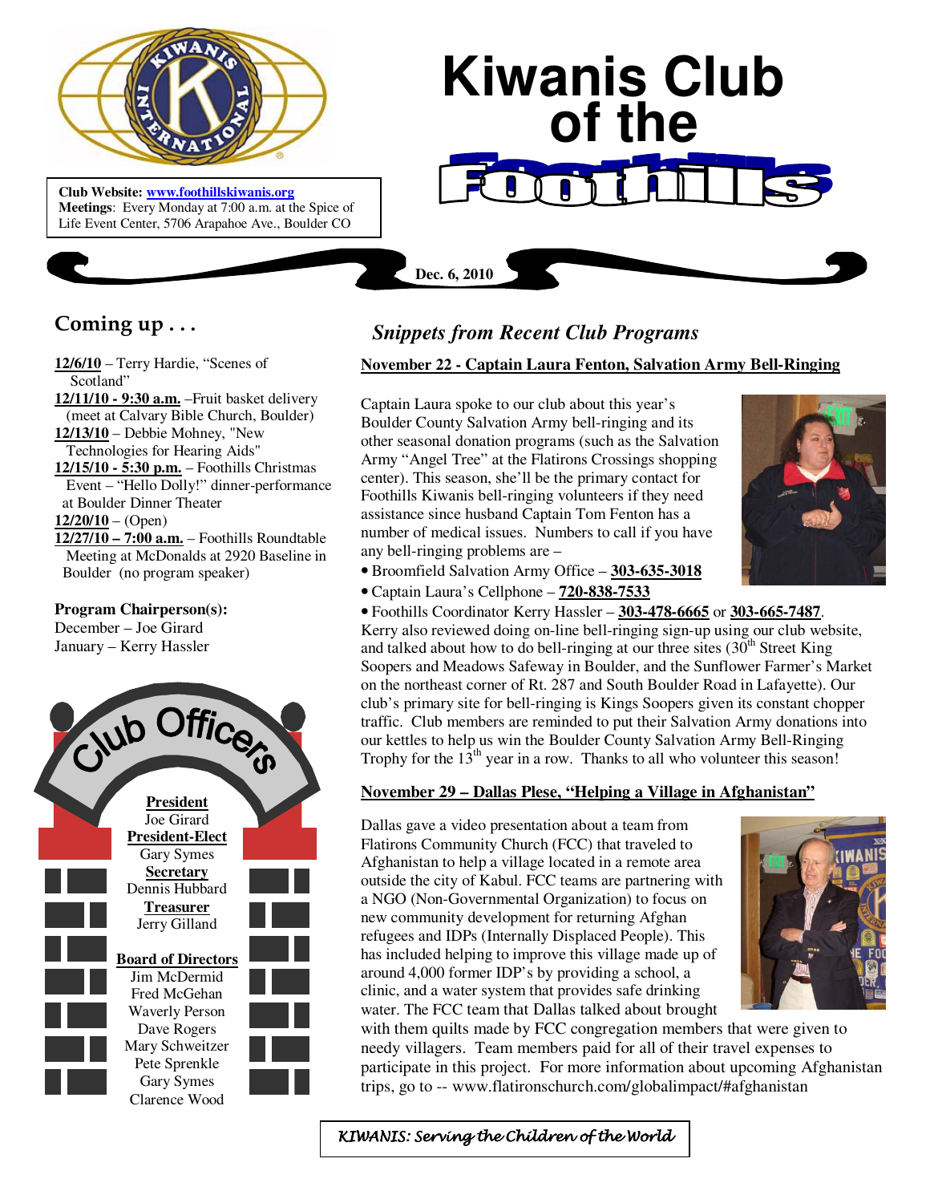# Kiwanis Club of the Foothills

**Club Website:** [www.foothillskiwanis.org](http://www.foothillskiwanis.org)
**Meetings**: Every Monday at 7:00 a.m. at the Spice of Life Event Center, 5706 Arapahoe Ave., Boulder CO

**Dec. 6, 2010**

## Coming up . . .

**12/6/10** – Terry Hardie, "Scenes of Scotland"
**12/11/10 - 9:30 a.m.** –Fruit basket delivery (meet at Calvary Bible Church, Boulder)
**12/13/10** – Debbie Mohney, "New Technologies for Hearing Aids"
**12/15/10 - 5:30 p.m.** – Foothills Christmas Event – "Hello Dolly!" dinner-performance at Boulder Dinner Theater
**12/20/10** – (Open)
**12/27/10 – 7:00 a.m.** – Foothills Roundtable Meeting at McDonalds at 2920 Baseline in Boulder (no program speaker)

**Program Chairperson(s):**
December – Joe Girard
January – Kerry Hassler

## Club Officers

**President**
Joe Girard

**President-Elect**
Gary Symes

**Secretary**
Dennis Hubbard

**Treasurer**
Jerry Gilland

**Board of Directors**
Jim McDermid
Fred McGehan
Waverly Person
Dave Rogers
Mary Schweitzer
Pete Sprenkle
Gary Symes
Clarence Wood

## *Snippets from Recent Club Programs*

### November 22 - Captain Laura Fenton, Salvation Army Bell-Ringing

Captain Laura spoke to our club about this year's Boulder County Salvation Army bell-ringing and its other seasonal donation programs (such as the Salvation Army "Angel Tree" at the Flatirons Crossings shopping center). This season, she'll be the primary contact for Foothills Kiwanis bell-ringing volunteers if they need assistance since husband Captain Tom Fenton has a number of medical issues. Numbers to call if you have any bell-ringing problems are –

- Broomfield Salvation Army Office – **303-635-3018**
- Captain Laura's Cellphone – **720-838-7533**
- Foothills Coordinator Kerry Hassler – **303-478-6665** or **303-665-7487**.

Kerry also reviewed doing on-line bell-ringing sign-up using our club website, and talked about how to do bell-ringing at our three sites (30th Street King Soopers and Meadows Safeway in Boulder, and the Sunflower Farmer's Market on the northeast corner of Rt. 287 and South Boulder Road in Lafayette). Our club's primary site for bell-ringing is Kings Soopers given its constant chopper traffic. Club members are reminded to put their Salvation Army donations into our kettles to help us win the Boulder County Salvation Army Bell-Ringing Trophy for the 13th year in a row. Thanks to all who volunteer this season!

### November 29 – Dallas Plese, "Helping a Village in Afghanistan"

Dallas gave a video presentation about a team from Flatirons Community Church (FCC) that traveled to Afghanistan to help a village located in a remote area outside the city of Kabul. FCC teams are partnering with a NGO (Non-Governmental Organization) to focus on new community development for returning Afghan refugees and IDPs (Internally Displaced People). This has included helping to improve this village made up of around 4,000 former IDP's by providing a school, a clinic, and a water system that provides safe drinking water. The FCC team that Dallas talked about brought with them quilts made by FCC congregation members that were given to needy villagers. Team members paid for all of their travel expenses to participate in this project. For more information about upcoming Afghanistan trips, go to -- www.flatironschurch.com/globalimpact/#afghanistan

*KIWANIS: Serving the Children of the World*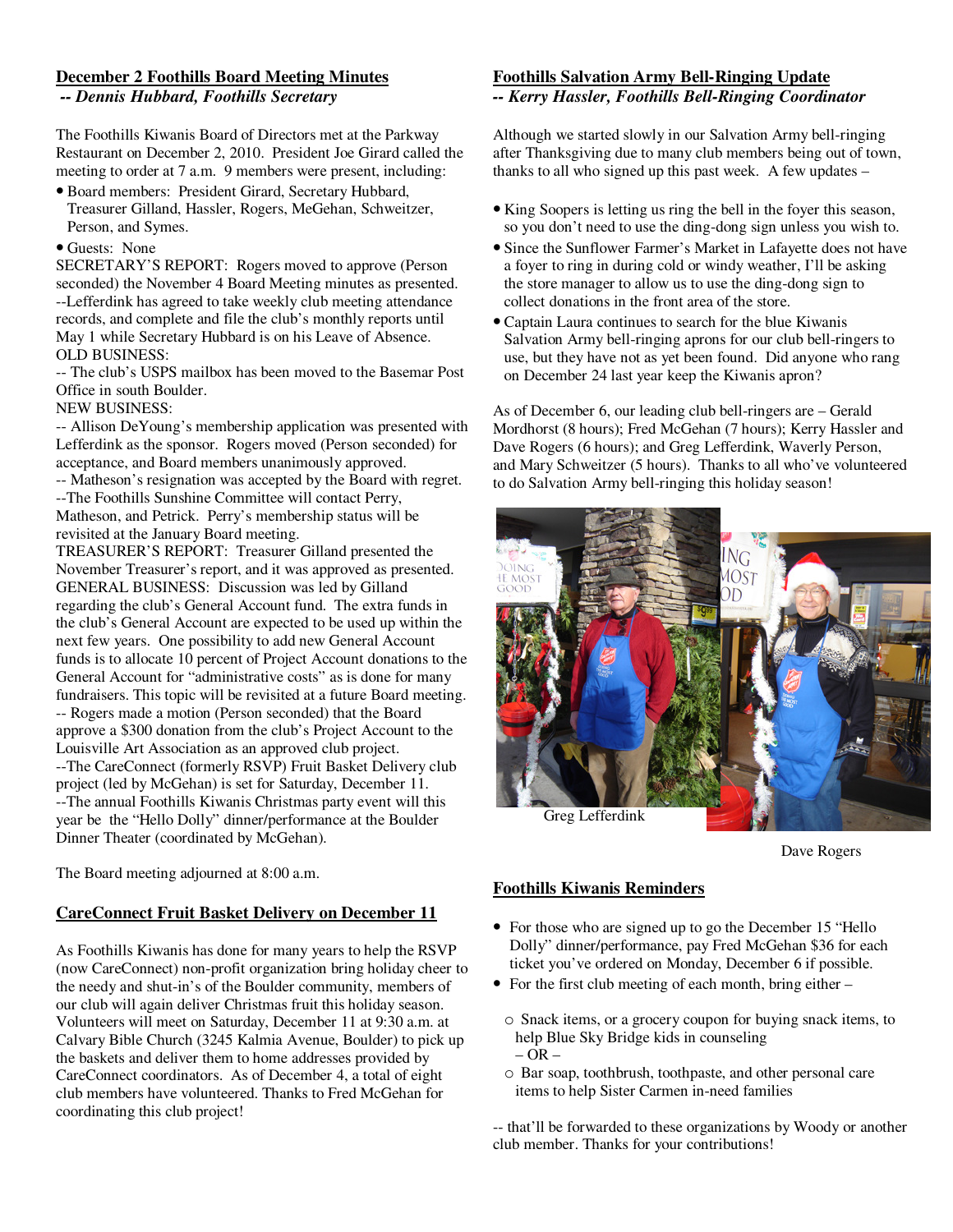## December 2 Foothills Board Meeting Minutes

***-- Dennis Hubbard, Foothills Secretary***

The Foothills Kiwanis Board of Directors met at the Parkway Restaurant on December 2, 2010. President Joe Girard called the meeting to order at 7 a.m. 9 members were present, including:

- Board members: President Girard, Secretary Hubbard, Treasurer Gilland, Hassler, Rogers, MeGehan, Schweitzer, Person, and Symes.
- Guests: None

SECRETARY'S REPORT: Rogers moved to approve (Person seconded) the November 4 Board Meeting minutes as presented.
--Lefferdink has agreed to take weekly club meeting attendance records, and complete and file the club's monthly reports until May 1 while Secretary Hubbard is on his Leave of Absence.
OLD BUSINESS:
-- The club's USPS mailbox has been moved to the Basemar Post Office in south Boulder.
NEW BUSINESS:
-- Allison DeYoung's membership application was presented with Lefferdink as the sponsor. Rogers moved (Person seconded) for acceptance, and Board members unanimously approved.
-- Matheson's resignation was accepted by the Board with regret.
--The Foothills Sunshine Committee will contact Perry, Matheson, and Petrick. Perry's membership status will be revisited at the January Board meeting.
TREASURER'S REPORT: Treasurer Gilland presented the November Treasurer's report, and it was approved as presented.
GENERAL BUSINESS: Discussion was led by Gilland regarding the club's General Account fund. The extra funds in the club's General Account are expected to be used up within the next few years. One possibility to add new General Account funds is to allocate 10 percent of Project Account donations to the General Account for "administrative costs" as is done for many fundraisers. This topic will be revisited at a future Board meeting.
-- Rogers made a motion (Person seconded) that the Board approve a $300 donation from the club's Project Account to the Louisville Art Association as an approved club project.
--The CareConnect (formerly RSVP) Fruit Basket Delivery club project (led by McGehan) is set for Saturday, December 11.
--The annual Foothills Kiwanis Christmas party event will this year be the "Hello Dolly" dinner/performance at the Boulder Dinner Theater (coordinated by McGehan).

The Board meeting adjourned at 8:00 a.m.

## CareConnect Fruit Basket Delivery on December 11

As Foothills Kiwanis has done for many years to help the RSVP (now CareConnect) non-profit organization bring holiday cheer to the needy and shut-in's of the Boulder community, members of our club will again deliver Christmas fruit this holiday season. Volunteers will meet on Saturday, December 11 at 9:30 a.m. at Calvary Bible Church (3245 Kalmia Avenue, Boulder) to pick up the baskets and deliver them to home addresses provided by CareConnect coordinators. As of December 4, a total of eight club members have volunteered. Thanks to Fred McGehan for coordinating this club project!

## Foothills Salvation Army Bell-Ringing Update

***-- Kerry Hassler, Foothills Bell-Ringing Coordinator***

Although we started slowly in our Salvation Army bell-ringing after Thanksgiving due to many club members being out of town, thanks to all who signed up this past week. A few updates –

- King Soopers is letting us ring the bell in the foyer this season, so you don't need to use the ding-dong sign unless you wish to.
- Since the Sunflower Farmer's Market in Lafayette does not have a foyer to ring in during cold or windy weather, I'll be asking the store manager to allow us to use the ding-dong sign to collect donations in the front area of the store.
- Captain Laura continues to search for the blue Kiwanis Salvation Army bell-ringing aprons for our club bell-ringers to use, but they have not as yet been found. Did anyone who rang on December 24 last year keep the Kiwanis apron?

As of December 6, our leading club bell-ringers are – Gerald Mordhorst (8 hours); Fred McGehan (7 hours); Kerry Hassler and Dave Rogers (6 hours); and Greg Lefferdink, Waverly Person, and Mary Schweitzer (5 hours). Thanks to all who've volunteered to do Salvation Army bell-ringing this holiday season!

Greg Lefferdink

Dave Rogers

## Foothills Kiwanis Reminders

- For those who are signed up to go the December 15 "Hello Dolly" dinner/performance, pay Fred McGehan $36 for each ticket you've ordered on Monday, December 6 if possible.
- For the first club meeting of each month, bring either –
  - Snack items, or a grocery coupon for buying snack items, to help Blue Sky Bridge kids in counseling
    – OR –
  - Bar soap, toothbrush, toothpaste, and other personal care items to help Sister Carmen in-need families

-- that'll be forwarded to these organizations by Woody or another club member. Thanks for your contributions!